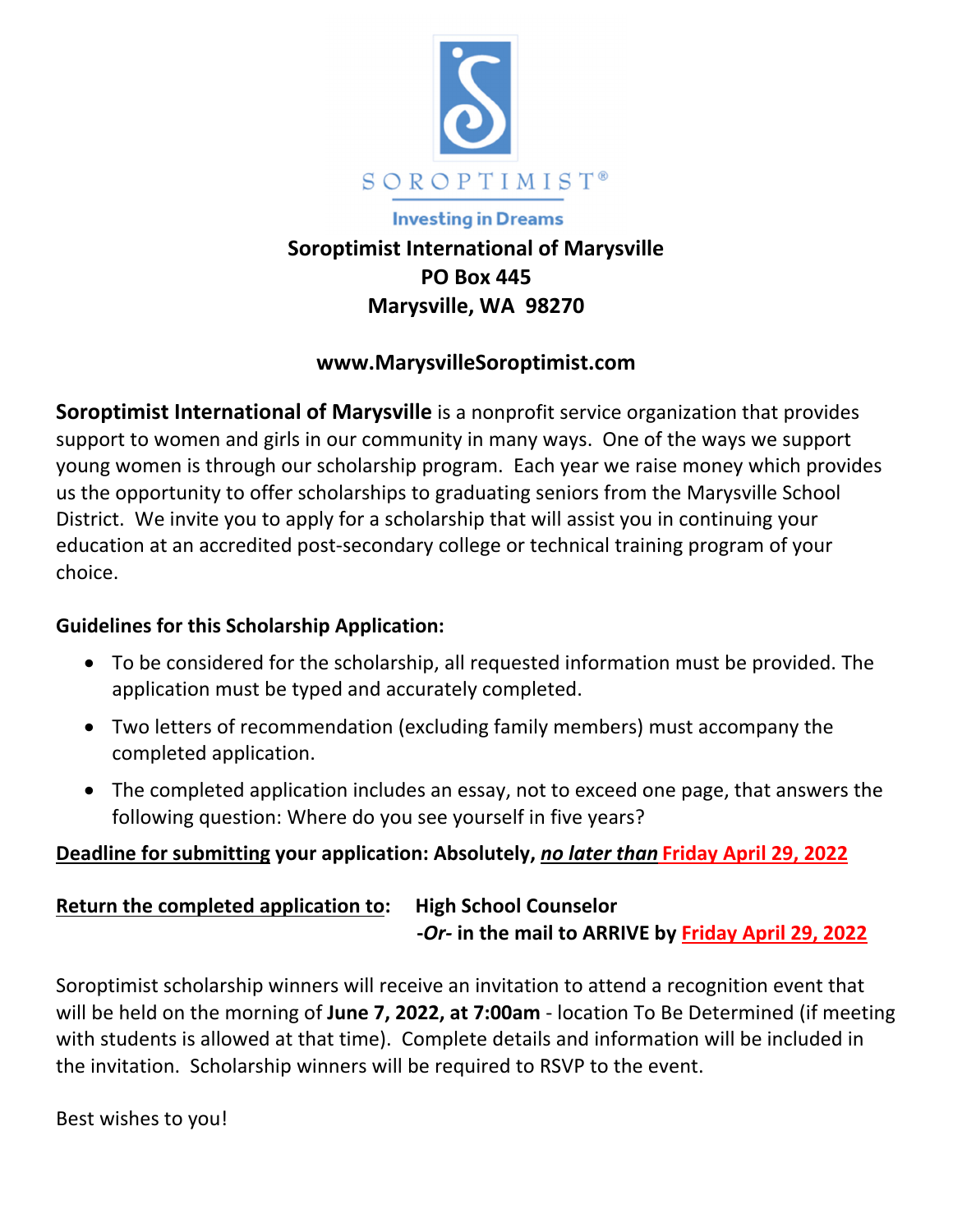SOROPTIMIST®

Investing in Dreams

**Soroptimist International of Marysville**
**PO Box 445**
**Marysville, WA 98270**

**www.MarysvilleSoroptimist.com**

**Soroptimist International of Marysville** is a nonprofit service organization that provides support to women and girls in our community in many ways. One of the ways we support young women is through our scholarship program. Each year we raise money which provides us the opportunity to offer scholarships to graduating seniors from the Marysville School District. We invite you to apply for a scholarship that will assist you in continuing your education at an accredited post-secondary college or technical training program of your choice.

**Guidelines for this Scholarship Application:**

- To be considered for the scholarship, all requested information must be provided. The application must be typed and accurately completed.
- Two letters of recommendation (excluding family members) must accompany the completed application.
- The completed application includes an essay, not to exceed one page, that answers the following question: Where do you see yourself in five years?

**Deadline for submitting your application: Absolutely, *no later than* Friday April 29, 2022**

**Return the completed application to:** **High School Counselor**
***-Or-* in the mail to ARRIVE by Friday April 29, 2022**

Soroptimist scholarship winners will receive an invitation to attend a recognition event that will be held on the morning of **June 7, 2022, at 7:00am** - location To Be Determined (if meeting with students is allowed at that time). Complete details and information will be included in the invitation. Scholarship winners will be required to RSVP to the event.

Best wishes to you!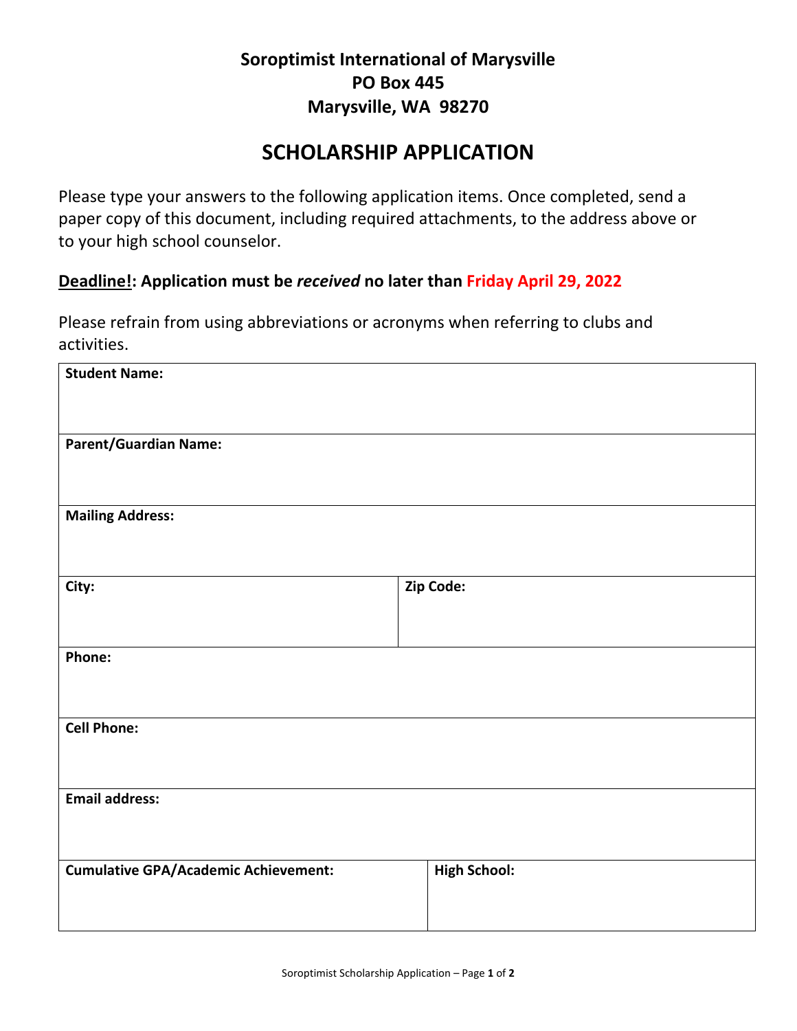**Soroptimist International of Marysville**
**PO Box 445**
**Marysville, WA 98270**

# SCHOLARSHIP APPLICATION

Please type your answers to the following application items. Once completed, send a paper copy of this document, including required attachments, to the address above or to your high school counselor.

**Deadline!: Application must be *received* no later than Friday April 29, 2022**

Please refrain from using abbreviations or acronyms when referring to clubs and activities.

| **Student Name:** | |
|---|---|
| **Parent/Guardian Name:** | |
| **Mailing Address:** | |
| **City:** | **Zip Code:** |
| **Phone:** | |
| **Cell Phone:** | |
| **Email address:** | |
| **Cumulative GPA/Academic Achievement:** | **High School:** |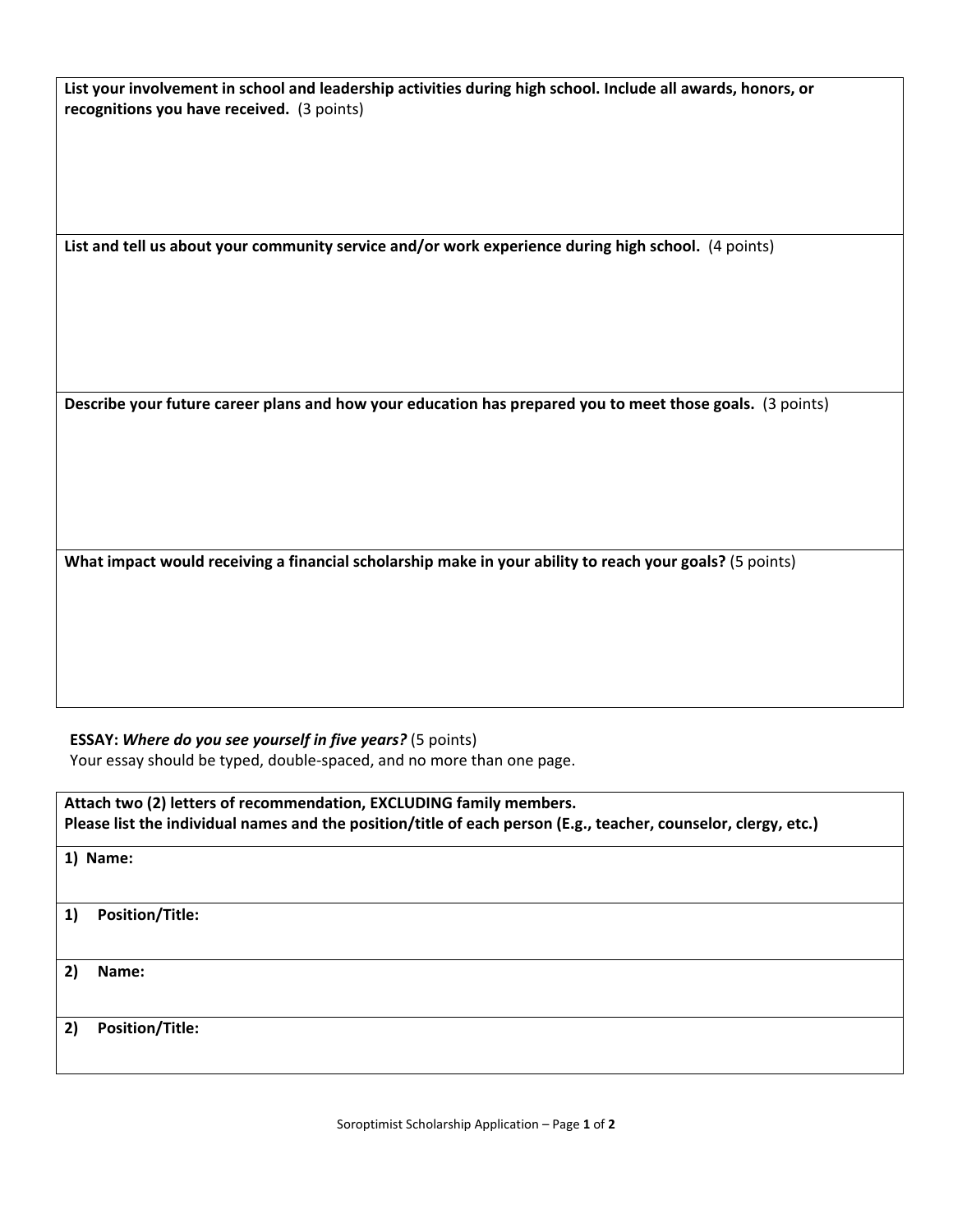**List your involvement in school and leadership activities during high school. Include all awards, honors, or recognitions you have received.** (3 points)

**List and tell us about your community service and/or work experience during high school.** (4 points)

**Describe your future career plans and how your education has prepared you to meet those goals.** (3 points)

**What impact would receiving a financial scholarship make in your ability to reach your goals?** (5 points)

**ESSAY:** ***Where do you see yourself in five years?*** (5 points)
Your essay should be typed, double-spaced, and no more than one page.

| **Attach two (2) letters of recommendation, EXCLUDING family members.**<br>**Please list the individual names and the position/title of each person (E.g., teacher, counselor, clergy, etc.)** |
|---|
| **1) Name:** |
| **1) Position/Title:** |
| **2) Name:** |
| **2) Position/Title:** |